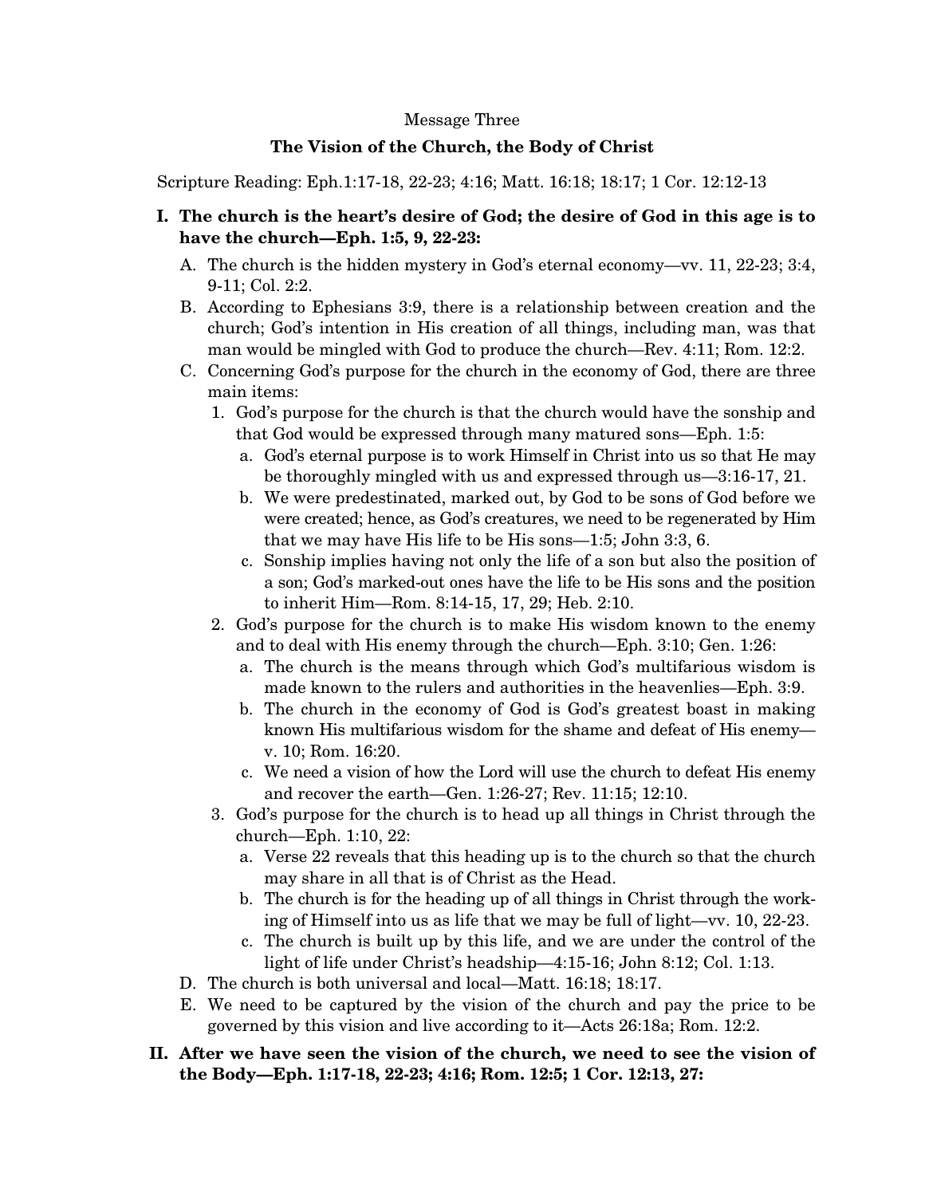Message Three

## The Vision of the Church, the Body of Christ

Scripture Reading: Eph.1:17-18, 22-23; 4:16; Matt. 16:18; 18:17; 1 Cor. 12:12-13

**I. The church is the heart's desire of God; the desire of God in this age is to have the church—Eph. 1:5, 9, 22-23:**

A. The church is the hidden mystery in God's eternal economy—vv. 11, 22-23; 3:4, 9-11; Col. 2:2.

B. According to Ephesians 3:9, there is a relationship between creation and the church; God's intention in His creation of all things, including man, was that man would be mingled with God to produce the church—Rev. 4:11; Rom. 12:2.

C. Concerning God's purpose for the church in the economy of God, there are three main items:

1. God's purpose for the church is that the church would have the sonship and that God would be expressed through many matured sons—Eph. 1:5:
   a. God's eternal purpose is to work Himself in Christ into us so that He may be thoroughly mingled with us and expressed through us—3:16-17, 21.
   b. We were predestinated, marked out, by God to be sons of God before we were created; hence, as God's creatures, we need to be regenerated by Him that we may have His life to be His sons—1:5; John 3:3, 6.
   c. Sonship implies having not only the life of a son but also the position of a son; God's marked-out ones have the life to be His sons and the position to inherit Him—Rom. 8:14-15, 17, 29; Heb. 2:10.

2. God's purpose for the church is to make His wisdom known to the enemy and to deal with His enemy through the church—Eph. 3:10; Gen. 1:26:
   a. The church is the means through which God's multifarious wisdom is made known to the rulers and authorities in the heavenlies—Eph. 3:9.
   b. The church in the economy of God is God's greatest boast in making known His multifarious wisdom for the shame and defeat of His enemy—v. 10; Rom. 16:20.
   c. We need a vision of how the Lord will use the church to defeat His enemy and recover the earth—Gen. 1:26-27; Rev. 11:15; 12:10.

3. God's purpose for the church is to head up all things in Christ through the church—Eph. 1:10, 22:
   a. Verse 22 reveals that this heading up is to the church so that the church may share in all that is of Christ as the Head.
   b. The church is for the heading up of all things in Christ through the working of Himself into us as life that we may be full of light—vv. 10, 22-23.
   c. The church is built up by this life, and we are under the control of the light of life under Christ's headship—4:15-16; John 8:12; Col. 1:13.

D. The church is both universal and local—Matt. 16:18; 18:17.

E. We need to be captured by the vision of the church and pay the price to be governed by this vision and live according to it—Acts 26:18a; Rom. 12:2.

**II. After we have seen the vision of the church, we need to see the vision of the Body—Eph. 1:17-18, 22-23; 4:16; Rom. 12:5; 1 Cor. 12:13, 27:**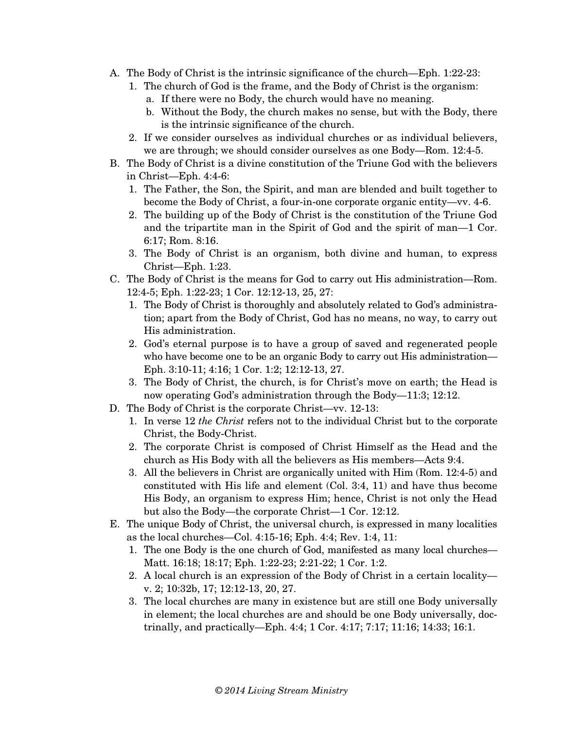A. The Body of Christ is the intrinsic significance of the church—Eph. 1:22-23:
   1. The church of God is the frame, and the Body of Christ is the organism:
      a. If there were no Body, the church would have no meaning.
      b. Without the Body, the church makes no sense, but with the Body, there is the intrinsic significance of the church.
   2. If we consider ourselves as individual churches or as individual believers, we are through; we should consider ourselves as one Body—Rom. 12:4-5.
B. The Body of Christ is a divine constitution of the Triune God with the believers in Christ—Eph. 4:4-6:
   1. The Father, the Son, the Spirit, and man are blended and built together to become the Body of Christ, a four-in-one corporate organic entity—vv. 4-6.
   2. The building up of the Body of Christ is the constitution of the Triune God and the tripartite man in the Spirit of God and the spirit of man—1 Cor. 6:17; Rom. 8:16.
   3. The Body of Christ is an organism, both divine and human, to express Christ—Eph. 1:23.
C. The Body of Christ is the means for God to carry out His administration—Rom. 12:4-5; Eph. 1:22-23; 1 Cor. 12:12-13, 25, 27:
   1. The Body of Christ is thoroughly and absolutely related to God's administration; apart from the Body of Christ, God has no means, no way, to carry out His administration.
   2. God's eternal purpose is to have a group of saved and regenerated people who have become one to be an organic Body to carry out His administration—Eph. 3:10-11; 4:16; 1 Cor. 1:2; 12:12-13, 27.
   3. The Body of Christ, the church, is for Christ's move on earth; the Head is now operating God's administration through the Body—11:3; 12:12.
D. The Body of Christ is the corporate Christ—vv. 12-13:
   1. In verse 12 *the Christ* refers not to the individual Christ but to the corporate Christ, the Body-Christ.
   2. The corporate Christ is composed of Christ Himself as the Head and the church as His Body with all the believers as His members—Acts 9:4.
   3. All the believers in Christ are organically united with Him (Rom. 12:4-5) and constituted with His life and element (Col. 3:4, 11) and have thus become His Body, an organism to express Him; hence, Christ is not only the Head but also the Body—the corporate Christ—1 Cor. 12:12.
E. The unique Body of Christ, the universal church, is expressed in many localities as the local churches—Col. 4:15-16; Eph. 4:4; Rev. 1:4, 11:
   1. The one Body is the one church of God, manifested as many local churches—Matt. 16:18; 18:17; Eph. 1:22-23; 2:21-22; 1 Cor. 1:2.
   2. A local church is an expression of the Body of Christ in a certain locality—v. 2; 10:32b, 17; 12:12-13, 20, 27.
   3. The local churches are many in existence but are still one Body universally in element; the local churches are and should be one Body universally, doctrinally, and practically—Eph. 4:4; 1 Cor. 4:17; 7:17; 11:16; 14:33; 16:1.

*© 2014 Living Stream Ministry*